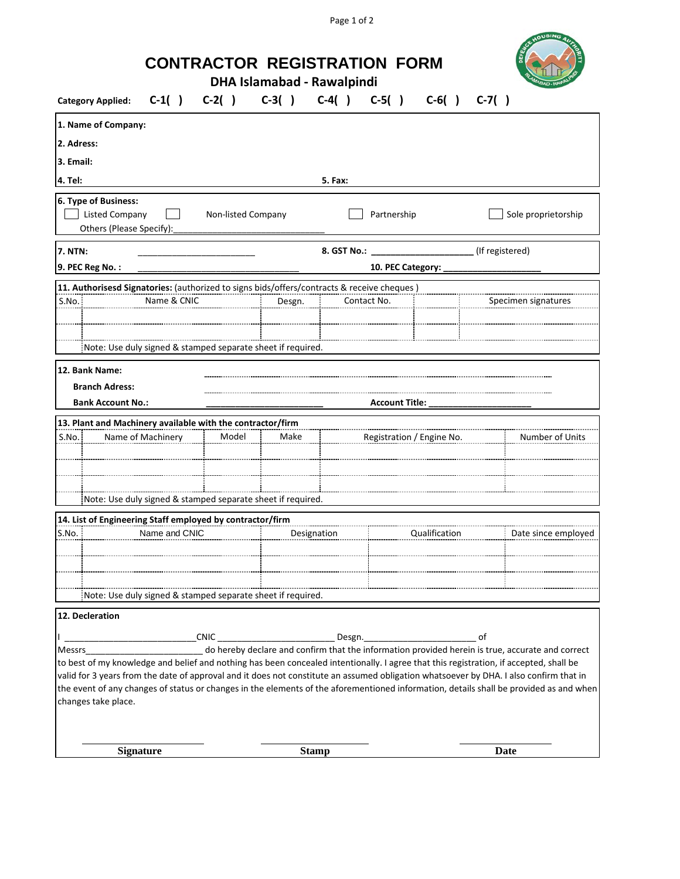# CONTRACTOR REGISTRATION FORM

## DHA Islamabad - Rawalpindi

**Category Applied:** C-1( ) C-2( ) C-3( ) C-4( ) C-5( ) C-6( ) C-7( )

**1. Name of Company:**

**2. Adress:**

**3. Email:**

**4. Tel:** **5. Fax:**

**6. Type of Business:**

☐ Listed Company ☐ Non-listed Company ☐ Partnership ☐ Sole proprietorship

Others (Please Specify):________________________________

**7. NTN:** ________________________ **8. GST No.:** _____________________ (If registered)

**9. PEC Reg No. :** _________________________________ **10. PEC Category:** ____________________

**11. Authorisesd Signatories:** (authorized to signs bids/offers/contracts & receive cheques )

| S.No. | Name & CNIC | Desgn. | Contact No. | | Specimen signatures |
|---|---|---|---|---|---|
| | | | | | |
| | | | | | |

Note: Use duly signed & stamped separate sheet if required.

**12. Bank Name:**

**Branch Adress:**

**Bank Account No.:** ________________________ **Account Title:** _____________________

**13. Plant and Machinery available with the contractor/firm**

| S.No. | Name of Machinery | Model | Make | Registration / Engine No. | Number of Units |
|---|---|---|---|---|---|
| | | | | | |
| | | | | | |
| | | | | | |

Note: Use duly signed & stamped separate sheet if required.

**14. List of Engineering Staff employed by contractor/firm**

| S.No. | Name and CNIC | Designation | Qualification | Date since employed |
|---|---|---|---|---|
| | | | | |
| | | | | |
| | | | | |

Note: Use duly signed & stamped separate sheet if required.

**12. Decleration**

I ___________________________CNIC ________________________ Desgn.________________________ of Messrs________________________ do hereby declare and confirm that the information provided herein is true, accurate and correct to best of my knowledge and belief and nothing has been concealed intentionally. I agree that this registration, if accepted, shall be valid for 3 years from the date of approval and it does not constitute an assumed obligation whatsoever by DHA. I also confirm that in the event of any changes of status or changes in the elements of the aforementioned information, details shall be provided as and when changes take place.

**Signature** **Stamp** **Date**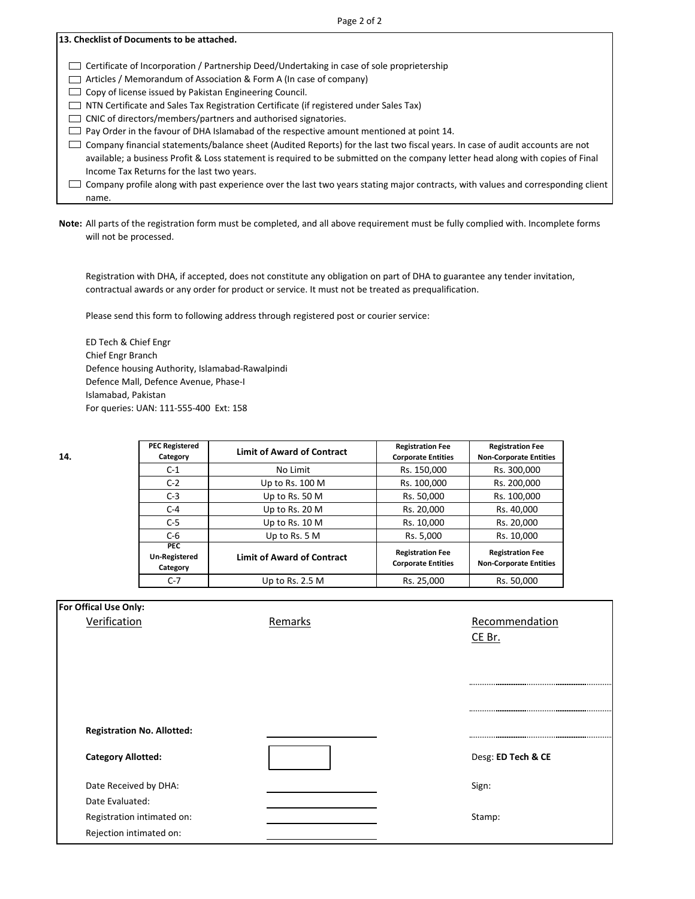**13. Checklist of Documents to be attached.**

- ☐ Certificate of Incorporation / Partnership Deed/Undertaking in case of sole proprietership
- ☐ Articles / Memorandum of Association & Form A (In case of company)
- ☐ Copy of license issued by Pakistan Engineering Council.
- ☐ NTN Certificate and Sales Tax Registration Certificate (if registered under Sales Tax)
- ☐ CNIC of directors/members/partners and authorised signatories.
- ☐ Pay Order in the favour of DHA Islamabad of the respective amount mentioned at point 14.
- ☐ Company financial statements/balance sheet (Audited Reports) for the last two fiscal years. In case of audit accounts are not available; a business Profit & Loss statement is required to be submitted on the company letter head along with copies of Final Income Tax Returns for the last two years.
- ☐ Company profile along with past experience over the last two years stating major contracts, with values and corresponding client name.

**Note:** All parts of the registration form must be completed, and all above requirement must be fully complied with. Incomplete forms will not be processed.

Registration with DHA, if accepted, does not constitute any obligation on part of DHA to guarantee any tender invitation, contractual awards or any order for product or service. It must not be treated as prequalification.

Please send this form to following address through registered post or courier service:

ED Tech & Chief Engr
Chief Engr Branch
Defence housing Authority, Islamabad-Rawalpindi
Defence Mall, Defence Avenue, Phase-I
Islamabad, Pakistan
For queries: UAN: 111-555-400 Ext: 158

**14.**

| PEC Registered Category | Limit of Award of Contract | Registration Fee Corporate Entities | Registration Fee Non-Corporate Entities |
|---|---|---|---|
| C-1 | No Limit | Rs. 150,000 | Rs. 300,000 |
| C-2 | Up to Rs. 100 M | Rs. 100,000 | Rs. 200,000 |
| C-3 | Up to Rs. 50 M | Rs. 50,000 | Rs. 100,000 |
| C-4 | Up to Rs. 20 M | Rs. 20,000 | Rs. 40,000 |
| C-5 | Up to Rs. 10 M | Rs. 10,000 | Rs. 20,000 |
| C-6 | Up to Rs. 5 M | Rs. 5,000 | Rs. 10,000 |
| **PEC Un-Registered Category** | **Limit of Award of Contract** | **Registration Fee Corporate Entities** | **Registration Fee Non-Corporate Entities** |
| C-7 | Up to Rs. 2.5 M | Rs. 25,000 | Rs. 50,000 |

**For Offical Use Only:**

Verification | Remarks | Recommendation CE Br.

**Registration No. Allotted:** ____________

**Category Allotted:** ☐

Desg: **ED Tech & CE**

Date Received by DHA: ____________

Sign:

Date Evaluated: ____________

Registration intimated on: ____________

Stamp:

Rejection intimated on: ____________